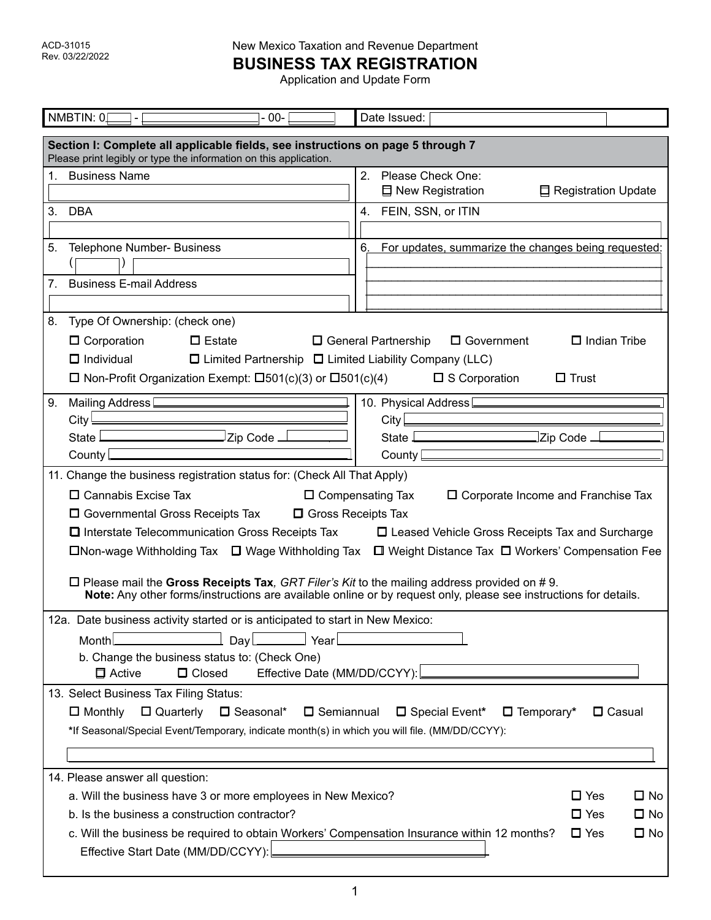ACD-31015
Rev. 03/22/2022

New Mexico Taxation and Revenue Department

# BUSINESS TAX REGISTRATION

Application and Update Form

NMBTIN: 0____ - ____________ - 00- ______ | Date Issued: ____________

## Section I: Complete all applicable fields, see instructions on page 5 through 7

Please print legibly or type the information on this application.

1. Business Name

2. Please Check One:
   ☐ New Registration ☐ Registration Update

3. DBA

4. FEIN, SSN, or ITIN

5. Telephone Number- Business
   ( ) 

6. For updates, summarize the changes being requested:

7. Business E-mail Address

8. Type Of Ownership: (check one)

   ☐ Corporation ☐ Estate ☐ General Partnership ☐ Government ☐ Indian Tribe
   ☐ Individual ☐ Limited Partnership ☐ Limited Liability Company (LLC)
   ☐ Non-Profit Organization Exempt: ☐501(c)(3) or ☐501(c)(4) ☐ S Corporation ☐ Trust

9. Mailing Address
   City
   State Zip Code
   County

10. Physical Address
    City
    State Zip Code
    County

11. Change the business registration status for: (Check All That Apply)

    ☐ Cannabis Excise Tax ☐ Compensating Tax ☐ Corporate Income and Franchise Tax
    ☐ Governmental Gross Receipts Tax ☐ Gross Receipts Tax
    ☐ Interstate Telecommunication Gross Receipts Tax ☐ Leased Vehicle Gross Receipts Tax and Surcharge
    ☐ Non-wage Withholding Tax ☐ Wage Withholding Tax ☐ Weight Distance Tax ☐ Workers' Compensation Fee

    ☐ Please mail the **Gross Receipts Tax**, *GRT Filer's Kit* to the mailing address provided on # 9.
    **Note:** Any other forms/instructions are available online or by request only, please see instructions for details.

12a. Date business activity started or is anticipated to start in New Mexico:

   Month ______ Day ______ Year ______

   b. Change the business status to: (Check One)
   ☐ Active ☐ Closed Effective Date (MM/DD/CCYY): ____________

13. Select Business Tax Filing Status:

    ☐ Monthly ☐ Quarterly ☐ Seasonal* ☐ Semiannual ☐ Special Event* ☐ Temporary* ☐ Casual

    *If Seasonal/Special Event/Temporary, indicate month(s) in which you will file. (MM/DD/CCYY):

14. Please answer all question:

    a. Will the business have 3 or more employees in New Mexico? ☐ Yes ☐ No
    b. Is the business a construction contractor? ☐ Yes ☐ No
    c. Will the business be required to obtain Workers' Compensation Insurance within 12 months? ☐ Yes ☐ No
    Effective Start Date (MM/DD/CCYY): ____________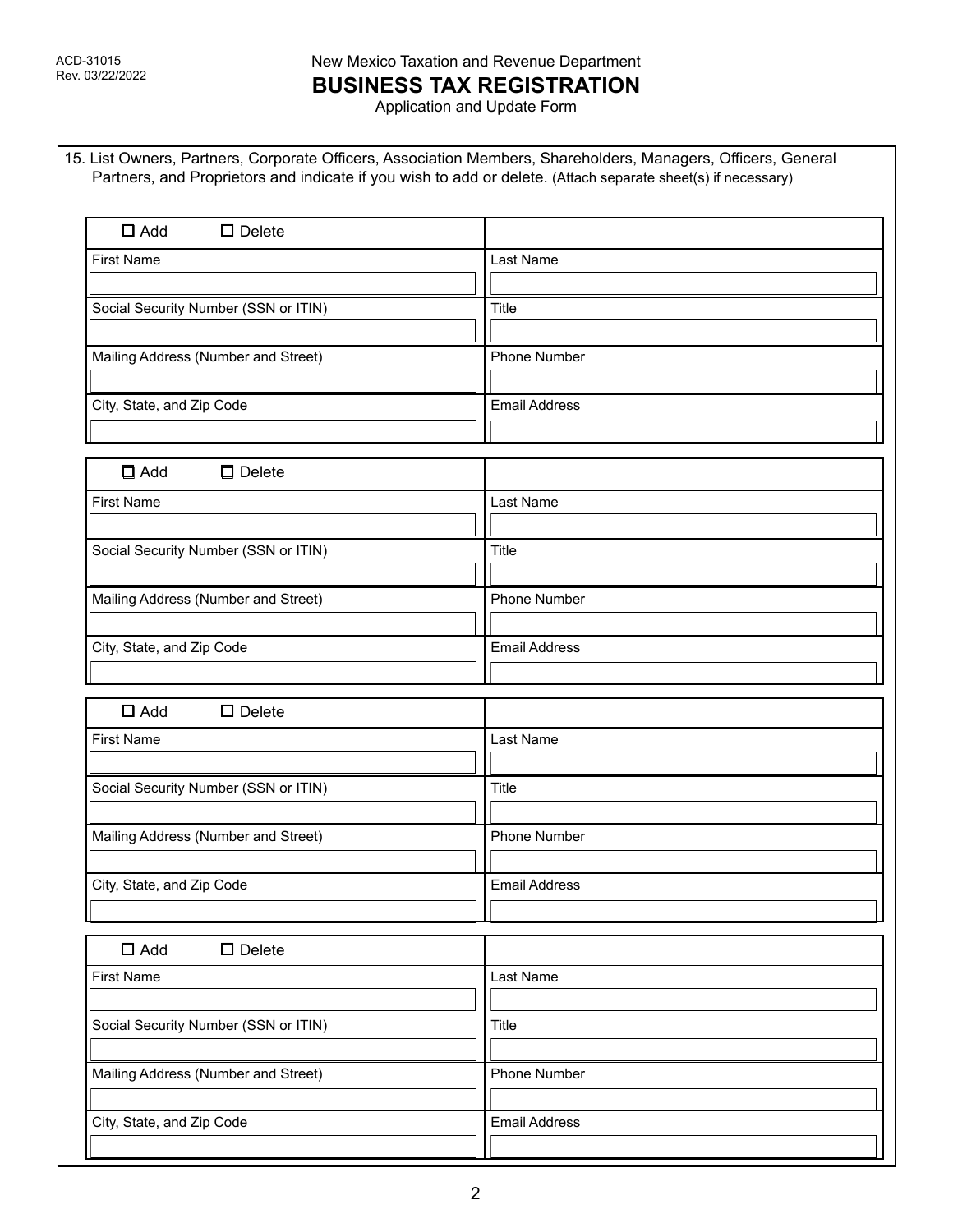15. List Owners, Partners, Corporate Officers, Association Members, Shareholders, Managers, Officers, General Partners, and Proprietors and indicate if you wish to add or delete. (Attach separate sheet(s) if necessary)

| ☐ Add ☐ Delete | |
|---|---|
| First Name | Last Name |
| Social Security Number (SSN or ITIN) | Title |
| Mailing Address (Number and Street) | Phone Number |
| City, State, and Zip Code | Email Address |

| ☐ Add ☐ Delete | |
|---|---|
| First Name | Last Name |
| Social Security Number (SSN or ITIN) | Title |
| Mailing Address (Number and Street) | Phone Number |
| City, State, and Zip Code | Email Address |

| ☐ Add ☐ Delete | |
|---|---|
| First Name | Last Name |
| Social Security Number (SSN or ITIN) | Title |
| Mailing Address (Number and Street) | Phone Number |
| City, State, and Zip Code | Email Address |

| ☐ Add ☐ Delete | |
|---|---|
| First Name | Last Name |
| Social Security Number (SSN or ITIN) | Title |
| Mailing Address (Number and Street) | Phone Number |
| City, State, and Zip Code | Email Address |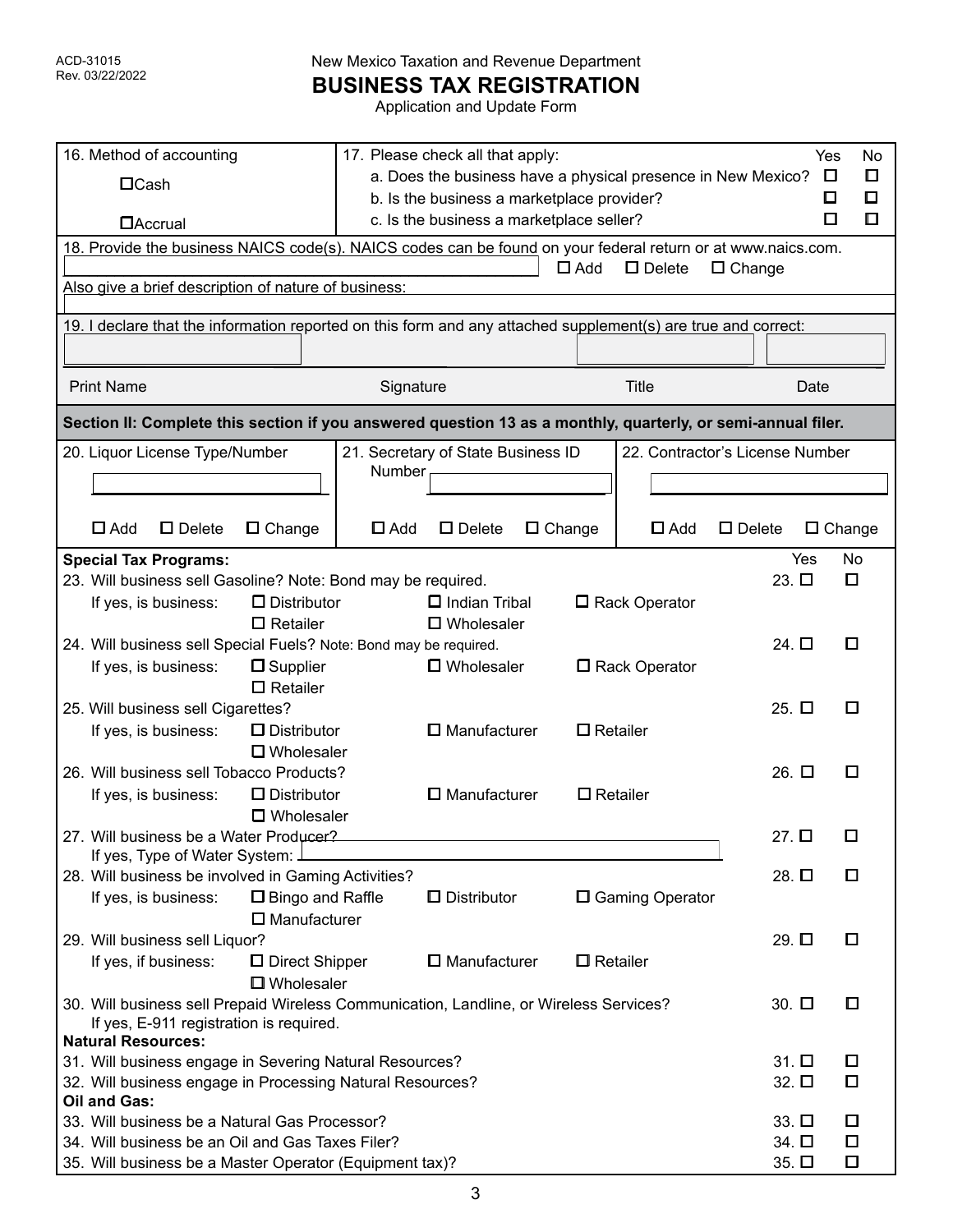ACD-31015
Rev. 03/22/2022

New Mexico Taxation and Revenue Department

# BUSINESS TAX REGISTRATION

Application and Update Form

**16. Method of accounting**

☐ Cash

☐ Accrual

**17. Please check all that apply:**

| | Yes | No |
|---|---|---|
| a. Does the business have a physical presence in New Mexico? | ☐ | ☐ |
| b. Is the business a marketplace provider? | ☐ | ☐ |
| c. Is the business a marketplace seller? | ☐ | ☐ |

**18. Provide the business NAICS code(s). NAICS codes can be found on your federal return or at www.naics.com.**

________________ ☐ Add ☐ Delete ☐ Change

Also give a brief description of nature of business:

________________

**19. I declare that the information reported on this form and any attached supplement(s) are true and correct:**

| Print Name | Signature | Title | Date |
|---|---|---|---|
| | | | |

## Section II: Complete this section if you answered question 13 as a monthly, quarterly, or semi-annual filer.

| 20. Liquor License Type/Number | 21. Secretary of State Business ID Number | 22. Contractor's License Number |
|---|---|---|
| ________________ | ________________ | ________________ |
| ☐ Add ☐ Delete ☐ Change | ☐ Add ☐ Delete ☐ Change | ☐ Add ☐ Delete ☐ Change |

**Special Tax Programs:**

| | Yes | No |
|---|---|---|
| 23. Will business sell Gasoline? Note: Bond may be required. | 23. ☐ | ☐ |
| If yes, is business: ☐ Distributor ☐ Indian Tribal ☐ Rack Operator ☐ Retailer ☐ Wholesaler | | |
| 24. Will business sell Special Fuels? Note: Bond may be required. | 24. ☐ | ☐ |
| If yes, is business: ☐ Supplier ☐ Wholesaler ☐ Rack Operator ☐ Retailer | | |
| 25. Will business sell Cigarettes? | 25. ☐ | ☐ |
| If yes, is business: ☐ Distributor ☐ Manufacturer ☐ Retailer ☐ Wholesaler | | |
| 26. Will business sell Tobacco Products? | 26. ☐ | ☐ |
| If yes, is business: ☐ Distributor ☐ Manufacturer ☐ Retailer ☐ Wholesaler | | |
| 27. Will business be a Water Producer? If yes, Type of Water System: ________________ | 27. ☐ | ☐ |
| 28. Will business be involved in Gaming Activities? | 28. ☐ | ☐ |
| If yes, is business: ☐ Bingo and Raffle ☐ Distributor ☐ Gaming Operator ☐ Manufacturer | | |
| 29. Will business sell Liquor? | 29. ☐ | ☐ |
| If yes, if business: ☐ Direct Shipper ☐ Manufacturer ☐ Retailer ☐ Wholesaler | | |
| 30. Will business sell Prepaid Wireless Communication, Landline, or Wireless Services? If yes, E-911 registration is required. | 30. ☐ | ☐ |

**Natural Resources:**

| | Yes | No |
|---|---|---|
| 31. Will business engage in Severing Natural Resources? | 31. ☐ | ☐ |
| 32. Will business engage in Processing Natural Resources? | 32. ☐ | ☐ |

**Oil and Gas:**

| | Yes | No |
|---|---|---|
| 33. Will business be a Natural Gas Processor? | 33. ☐ | ☐ |
| 34. Will business be an Oil and Gas Taxes Filer? | 34. ☐ | ☐ |
| 35. Will business be a Master Operator (Equipment tax)? | 35. ☐ | ☐ |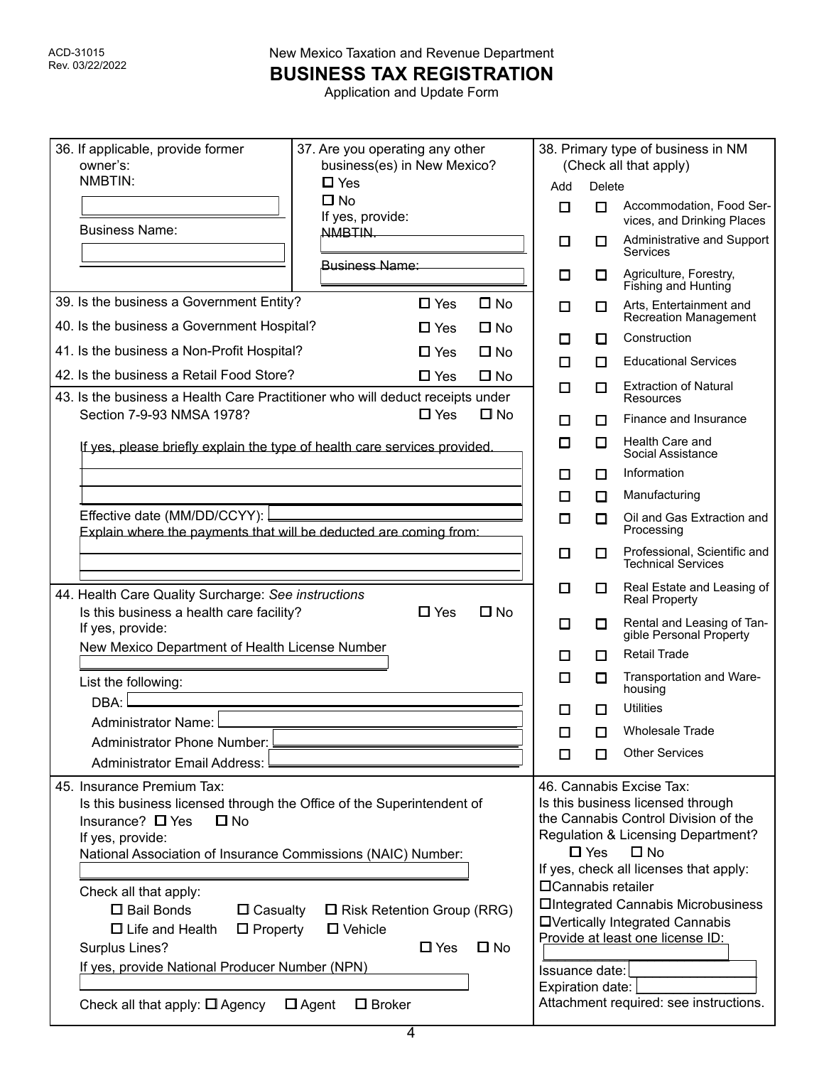ACD-31015
Rev. 03/22/2022

New Mexico Taxation and Revenue Department

# BUSINESS TAX REGISTRATION

Application and Update Form

36. If applicable, provide former owner's:

NMBTIN: ____________________

Business Name: ____________________

37. Are you operating any other business(es) in New Mexico?

☐ Yes
☐ No

If yes, provide:

NMBTIN: ____________________

Business Name: ____________________

38. Primary type of business in NM (Check all that apply)

| Add | Delete | |
|---|---|---|
| ☐ | ☐ | Accommodation, Food Services, and Drinking Places |
| ☐ | ☐ | Administrative and Support Services |
| ☐ | ☐ | Agriculture, Forestry, Fishing and Hunting |
| ☐ | ☐ | Arts, Entertainment and Recreation Management |
| ☐ | ☐ | Construction |
| ☐ | ☐ | Educational Services |
| ☐ | ☐ | Extraction of Natural Resources |
| ☐ | ☐ | Finance and Insurance |
| ☐ | ☐ | Health Care and Social Assistance |
| ☐ | ☐ | Information |
| ☐ | ☐ | Manufacturing |
| ☐ | ☐ | Oil and Gas Extraction and Processing |
| ☐ | ☐ | Professional, Scientific and Technical Services |
| ☐ | ☐ | Real Estate and Leasing of Real Property |
| ☐ | ☐ | Rental and Leasing of Tangible Personal Property |
| ☐ | ☐ | Retail Trade |
| ☐ | ☐ | Transportation and Warehousing |
| ☐ | ☐ | Utilities |
| ☐ | ☐ | Wholesale Trade |
| ☐ | ☐ | Other Services |

39. Is the business a Government Entity? ☐ Yes ☐ No

40. Is the business a Government Hospital? ☐ Yes ☐ No

41. Is the business a Non-Profit Hospital? ☐ Yes ☐ No

42. Is the business a Retail Food Store? ☐ Yes ☐ No

43. Is the business a Health Care Practitioner who will deduct receipts under Section 7-9-93 NMSA 1978? ☐ Yes ☐ No

If yes, please briefly explain the type of health care services provided.

____________________

____________________

Effective date (MM/DD/CCYY): ____________________

Explain where the payments that will be deducted are coming from:

____________________

____________________

44. Health Care Quality Surcharge: *See instructions*

Is this business a health care facility? ☐ Yes ☐ No

If yes, provide:

New Mexico Department of Health License Number

____________________

List the following:

DBA: ____________________

Administrator Name: ____________________

Administrator Phone Number: ____________________

Administrator Email Address: ____________________

45. Insurance Premium Tax:

Is this business licensed through the Office of the Superintendent of Insurance? ☐ Yes ☐ No

If yes, provide:

National Association of Insurance Commissions (NAIC) Number:

____________________

Check all that apply:

☐ Bail Bonds ☐ Casualty ☐ Risk Retention Group (RRG)
☐ Life and Health ☐ Property ☐ Vehicle

Surplus Lines? ☐ Yes ☐ No

If yes, provide National Producer Number (NPN)

____________________

Check all that apply: ☐ Agency ☐ Agent ☐ Broker

46. Cannabis Excise Tax:

Is this business licensed through the Cannabis Control Division of the Regulation & Licensing Department?

☐ Yes ☐ No

If yes, check all licenses that apply:

☐ Cannabis retailer
☐ Integrated Cannabis Microbusiness
☐ Vertically Integrated Cannabis

Provide at least one license ID: ____________________

Issuance date: ____________________

Expiration date: ____________________

Attachment required: see instructions.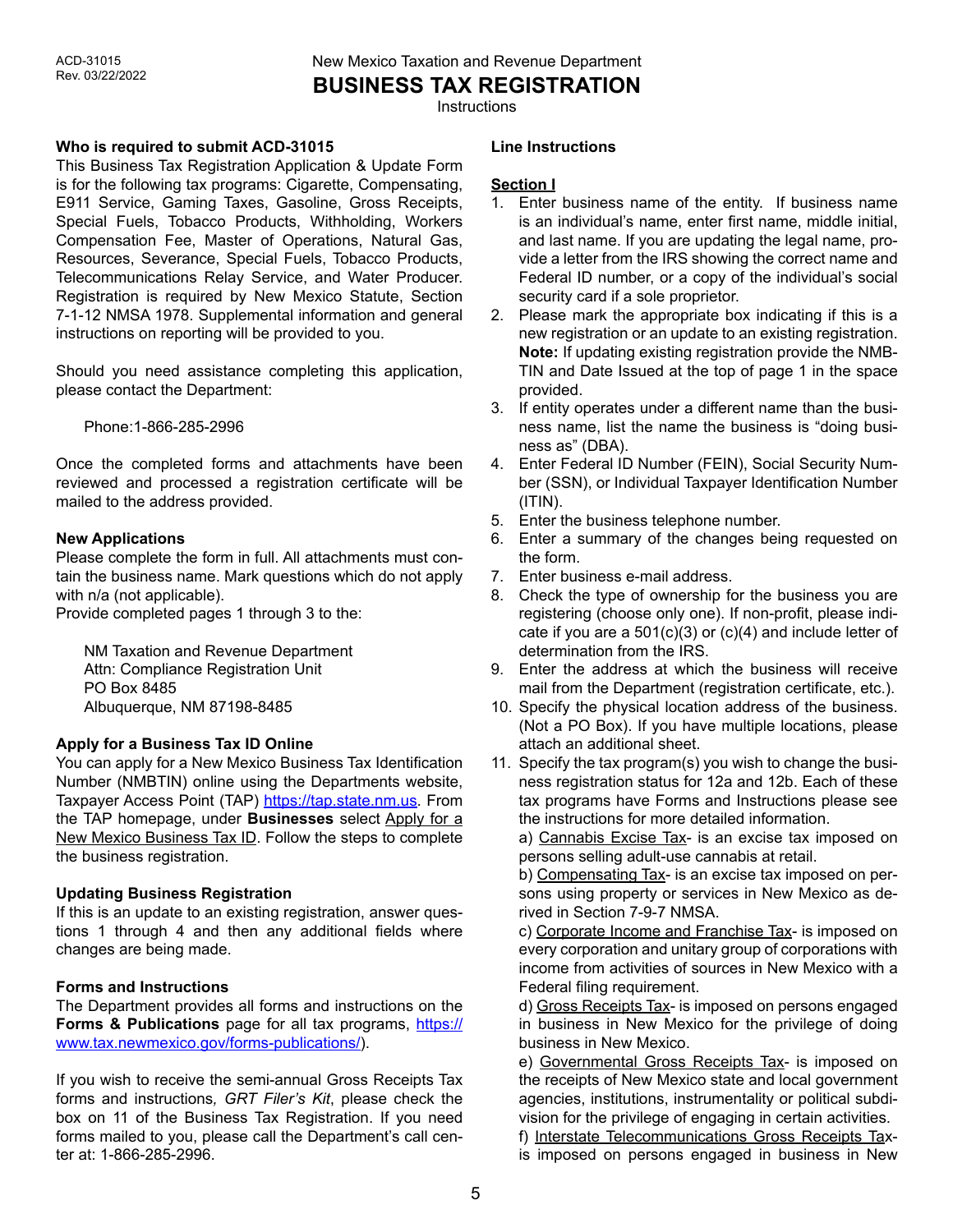ACD-31015
Rev. 03/22/2022

New Mexico Taxation and Revenue Department

# BUSINESS TAX REGISTRATION

Instructions

### Who is required to submit ACD-31015

This Business Tax Registration Application & Update Form is for the following tax programs: Cigarette, Compensating, E911 Service, Gaming Taxes, Gasoline, Gross Receipts, Special Fuels, Tobacco Products, Withholding, Workers Compensation Fee, Master of Operations, Natural Gas, Resources, Severance, Special Fuels, Tobacco Products, Telecommunications Relay Service, and Water Producer. Registration is required by New Mexico Statute, Section 7-1-12 NMSA 1978. Supplemental information and general instructions on reporting will be provided to you.

Should you need assistance completing this application, please contact the Department:

Phone:1-866-285-2996

Once the completed forms and attachments have been reviewed and processed a registration certificate will be mailed to the address provided.

### New Applications

Please complete the form in full. All attachments must contain the business name. Mark questions which do not apply with n/a (not applicable).

Provide completed pages 1 through 3 to the:

NM Taxation and Revenue Department
Attn: Compliance Registration Unit
PO Box 8485
Albuquerque, NM 87198-8485

### Apply for a Business Tax ID Online

You can apply for a New Mexico Business Tax Identification Number (NMBTIN) online using the Departments website, Taxpayer Access Point (TAP) https://tap.state.nm.us. From the TAP homepage, under **Businesses** select Apply for a New Mexico Business Tax ID. Follow the steps to complete the business registration.

### Updating Business Registration

If this is an update to an existing registration, answer questions 1 through 4 and then any additional fields where changes are being made.

### Forms and Instructions

The Department provides all forms and instructions on the **Forms & Publications** page for all tax programs, https://www.tax.newmexico.gov/forms-publications/).

If you wish to receive the semi-annual Gross Receipts Tax forms and instructions, *GRT Filer's Kit*, please check the box on 11 of the Business Tax Registration. If you need forms mailed to you, please call the Department's call center at: 1-866-285-2996.

### Line Instructions

#### Section I

1. Enter business name of the entity. If business name is an individual's name, enter first name, middle initial, and last name. If you are updating the legal name, provide a letter from the IRS showing the correct name and Federal ID number, or a copy of the individual's social security card if a sole proprietor.
2. Please mark the appropriate box indicating if this is a new registration or an update to an existing registration. **Note:** If updating existing registration provide the NMBTIN and Date Issued at the top of page 1 in the space provided.
3. If entity operates under a different name than the business name, list the name the business is "doing business as" (DBA).
4. Enter Federal ID Number (FEIN), Social Security Number (SSN), or Individual Taxpayer Identification Number (ITIN).
5. Enter the business telephone number.
6. Enter a summary of the changes being requested on the form.
7. Enter business e-mail address.
8. Check the type of ownership for the business you are registering (choose only one). If non-profit, please indicate if you are a 501(c)(3) or (c)(4) and include letter of determination from the IRS.
9. Enter the address at which the business will receive mail from the Department (registration certificate, etc.).
10. Specify the physical location address of the business. (Not a PO Box). If you have multiple locations, please attach an additional sheet.
11. Specify the tax program(s) you wish to change the business registration status for 12a and 12b. Each of these tax programs have Forms and Instructions please see the instructions for more detailed information.

    a) Cannabis Excise Tax- is an excise tax imposed on persons selling adult-use cannabis at retail.

    b) Compensating Tax- is an excise tax imposed on persons using property or services in New Mexico as derived in Section 7-9-7 NMSA.

    c) Corporate Income and Franchise Tax- is imposed on every corporation and unitary group of corporations with income from activities of sources in New Mexico with a Federal filing requirement.

    d) Gross Receipts Tax- is imposed on persons engaged in business in New Mexico for the privilege of doing business in New Mexico.

    e) Governmental Gross Receipts Tax- is imposed on the receipts of New Mexico state and local government agencies, institutions, instrumentality or political subdivision for the privilege of engaging in certain activities.

    f) Interstate Telecommunications Gross Receipts Tax- is imposed on persons engaged in business in New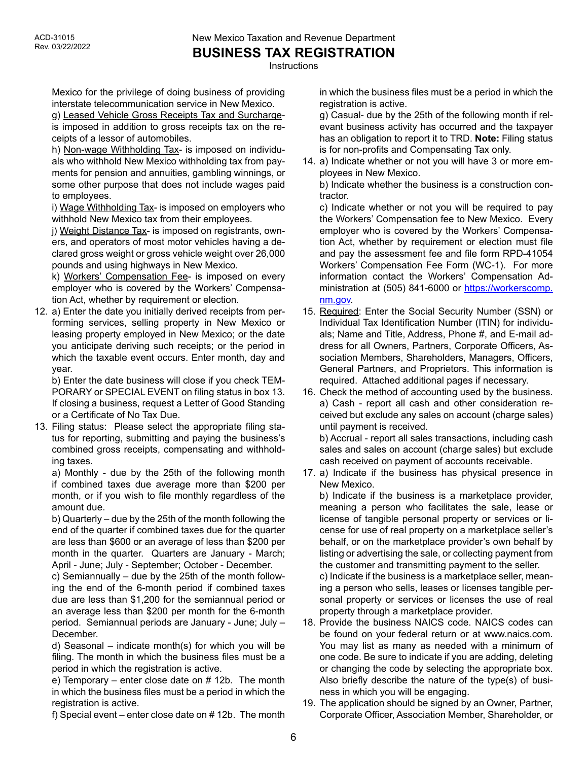Mexico for the privilege of doing business of providing interstate telecommunication service in New Mexico.

g) <u>Leased Vehicle Gross Receipts Tax and Surcharge</u>- is imposed in addition to gross receipts tax on the receipts of a lessor of automobiles.

h) <u>Non-wage Withholding Tax</u>- is imposed on individuals who withhold New Mexico withholding tax from payments for pension and annuities, gambling winnings, or some other purpose that does not include wages paid to employees.

i) <u>Wage Withholding Tax</u>- is imposed on employers who withhold New Mexico tax from their employees.

j) <u>Weight Distance Tax</u>- is imposed on registrants, owners, and operators of most motor vehicles having a declared gross weight or gross vehicle weight over 26,000 pounds and using highways in New Mexico.

k) <u>Workers' Compensation Fee</u>- is imposed on every employer who is covered by the Workers' Compensation Act, whether by requirement or election.

12. a) Enter the date you initially derived receipts from performing services, selling property in New Mexico or leasing property employed in New Mexico; or the date you anticipate deriving such receipts; or the period in which the taxable event occurs. Enter month, day and year.

    b) Enter the date business will close if you check TEMPORARY or SPECIAL EVENT on filing status in box 13. If closing a business, request a Letter of Good Standing or a Certificate of No Tax Due.

13. Filing status: Please select the appropriate filing status for reporting, submitting and paying the business's combined gross receipts, compensating and withholding taxes.

    a) Monthly - due by the 25th of the following month if combined taxes due average more than $200 per month, or if you wish to file monthly regardless of the amount due.

    b) Quarterly – due by the 25th of the month following the end of the quarter if combined taxes due for the quarter are less than $600 or an average of less than $200 per month in the quarter. Quarters are January - March; April - June; July - September; October - December.

    c) Semiannually – due by the 25th of the month following the end of the 6-month period if combined taxes due are less than $1,200 for the semiannual period or an average less than $200 per month for the 6-month period. Semiannual periods are January - June; July – December.

    d) Seasonal – indicate month(s) for which you will be filing. The month in which the business files must be a period in which the registration is active.

    e) Temporary – enter close date on # 12b. The month in which the business files must be a period in which the registration is active.

    f) Special event – enter close date on # 12b. The month in which the business files must be a period in which the registration is active.

    g) Casual- due by the 25th of the following month if relevant business activity has occurred and the taxpayer has an obligation to report it to TRD. **Note:** Filing status is for non-profits and Compensating Tax only.

14. a) Indicate whether or not you will have 3 or more employees in New Mexico.

    b) Indicate whether the business is a construction contractor.

    c) Indicate whether or not you will be required to pay the Workers' Compensation fee to New Mexico. Every employer who is covered by the Workers' Compensation Act, whether by requirement or election must file and pay the assessment fee and file form RPD-41054 Workers' Compensation Fee Form (WC-1). For more information contact the Workers' Compensation Administration at (505) 841-6000 or [https://workerscomp.nm.gov](https://workerscomp.nm.gov).

15. <u>Required</u>: Enter the Social Security Number (SSN) or Individual Tax Identification Number (ITIN) for individuals; Name and Title, Address, Phone #, and E-mail address for all Owners, Partners, Corporate Officers, Association Members, Shareholders, Managers, Officers, General Partners, and Proprietors. This information is required. Attached additional pages if necessary.

16. Check the method of accounting used by the business.

    a) Cash - report all cash and other consideration received but exclude any sales on account (charge sales) until payment is received.

    b) Accrual - report all sales transactions, including cash sales and sales on account (charge sales) but exclude cash received on payment of accounts receivable.

17. a) Indicate if the business has physical presence in New Mexico.

    b) Indicate if the business is a marketplace provider, meaning a person who facilitates the sale, lease or license of tangible personal property or services or license for use of real property on a marketplace seller's behalf, or on the marketplace provider's own behalf by listing or advertising the sale, or collecting payment from the customer and transmitting payment to the seller.

    c) Indicate if the business is a marketplace seller, meaning a person who sells, leases or licenses tangible personal property or services or licenses the use of real property through a marketplace provider.

18. Provide the business NAICS code. NAICS codes can be found on your federal return or at www.naics.com. You may list as many as needed with a minimum of one code. Be sure to indicate if you are adding, deleting or changing the code by selecting the appropriate box. Also briefly describe the nature of the type(s) of business in which you will be engaging.

19. The application should be signed by an Owner, Partner, Corporate Officer, Association Member, Shareholder, or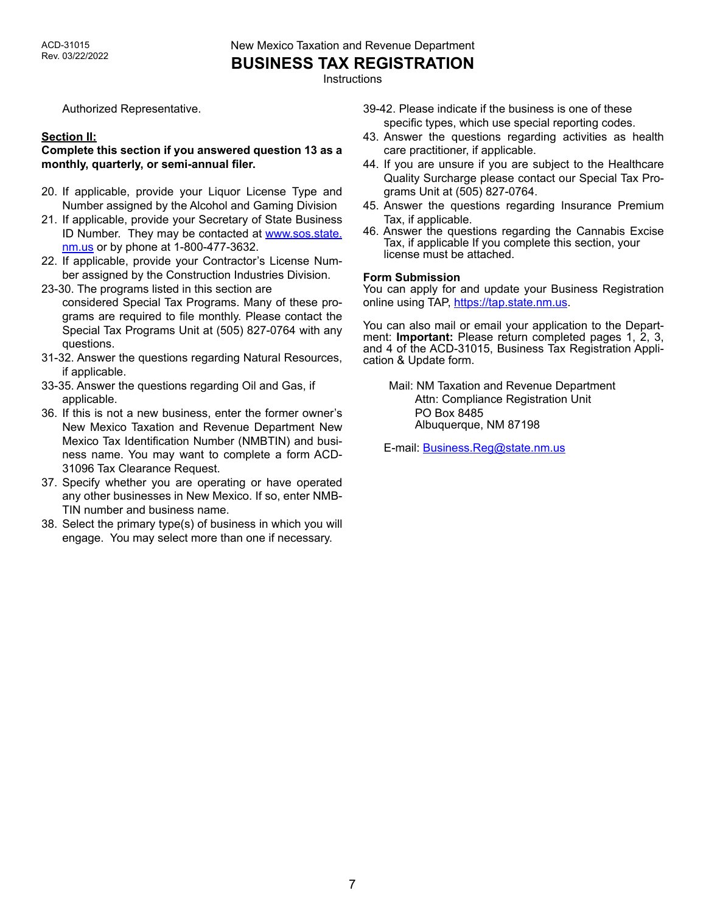Authorized Representative.

**Section II:**

**Complete this section if you answered question 13 as a monthly, quarterly, or semi-annual filer.**

20. If applicable, provide your Liquor License Type and Number assigned by the Alcohol and Gaming Division
21. If applicable, provide your Secretary of State Business ID Number. They may be contacted at [www.sos.state.nm.us](http://www.sos.state.nm.us) or by phone at 1-800-477-3632.
22. If applicable, provide your Contractor's License Number assigned by the Construction Industries Division.

23-30. The programs listed in this section are considered Special Tax Programs. Many of these programs are required to file monthly. Please contact the Special Tax Programs Unit at (505) 827-0764 with any questions.

31-32. Answer the questions regarding Natural Resources, if applicable.

33-35. Answer the questions regarding Oil and Gas, if applicable.

36. If this is not a new business, enter the former owner's New Mexico Taxation and Revenue Department New Mexico Tax Identification Number (NMBTIN) and business name. You may want to complete a form ACD-31096 Tax Clearance Request.
37. Specify whether you are operating or have operated any other businesses in New Mexico. If so, enter NMBTIN number and business name.
38. Select the primary type(s) of business in which you will engage. You may select more than one if necessary.

39-42. Please indicate if the business is one of these specific types, which use special reporting codes.

43. Answer the questions regarding activities as health care practitioner, if applicable.
44. If you are unsure if you are subject to the Healthcare Quality Surcharge please contact our Special Tax Programs Unit at (505) 827-0764.
45. Answer the questions regarding Insurance Premium Tax, if applicable.
46. Answer the questions regarding the Cannabis Excise Tax, if applicable If you complete this section, your license must be attached.

**Form Submission**

You can apply for and update your Business Registration online using TAP, [https://tap.state.nm.us](https://tap.state.nm.us).

You can also mail or email your application to the Department: **Important:** Please return completed pages 1, 2, 3, and 4 of the ACD-31015, Business Tax Registration Application & Update form.

Mail: NM Taxation and Revenue Department
Attn: Compliance Registration Unit
PO Box 8485
Albuquerque, NM 87198

E-mail: [Business.Reg@state.nm.us](mailto:Business.Reg@state.nm.us)